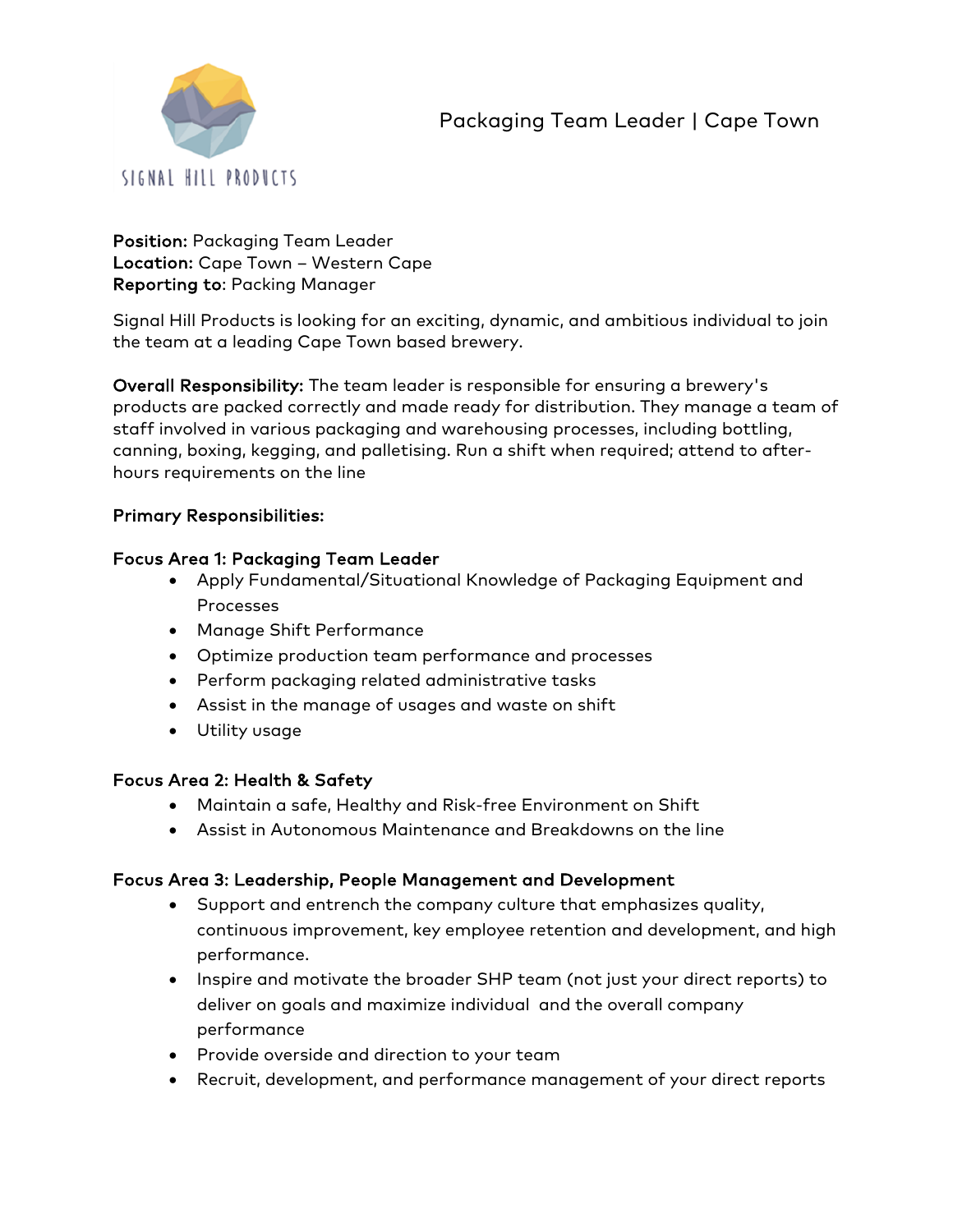SIGNAL HILL PRODUCTS

# Packaging Team Leader | Cape Town

**Position:** Packaging Team Leader
**Location:** Cape Town – Western Cape
**Reporting to**: Packing Manager

Signal Hill Products is looking for an exciting, dynamic, and ambitious individual to join the team at a leading Cape Town based brewery.

**Overall Responsibility:** The team leader is responsible for ensuring a brewery's products are packed correctly and made ready for distribution. They manage a team of staff involved in various packaging and warehousing processes, including bottling, canning, boxing, kegging, and palletising. Run a shift when required; attend to after-hours requirements on the line

**Primary Responsibilities:**

**Focus Area 1: Packaging Team Leader**

- Apply Fundamental/Situational Knowledge of Packaging Equipment and Processes
- Manage Shift Performance
- Optimize production team performance and processes
- Perform packaging related administrative tasks
- Assist in the manage of usages and waste on shift
- Utility usage

**Focus Area 2: Health & Safety**

- Maintain a safe, Healthy and Risk-free Environment on Shift
- Assist in Autonomous Maintenance and Breakdowns on the line

**Focus Area 3: Leadership, People Management and Development**

- Support and entrench the company culture that emphasizes quality, continuous improvement, key employee retention and development, and high performance.
- Inspire and motivate the broader SHP team (not just your direct reports) to deliver on goals and maximize individual and the overall company performance
- Provide overside and direction to your team
- Recruit, development, and performance management of your direct reports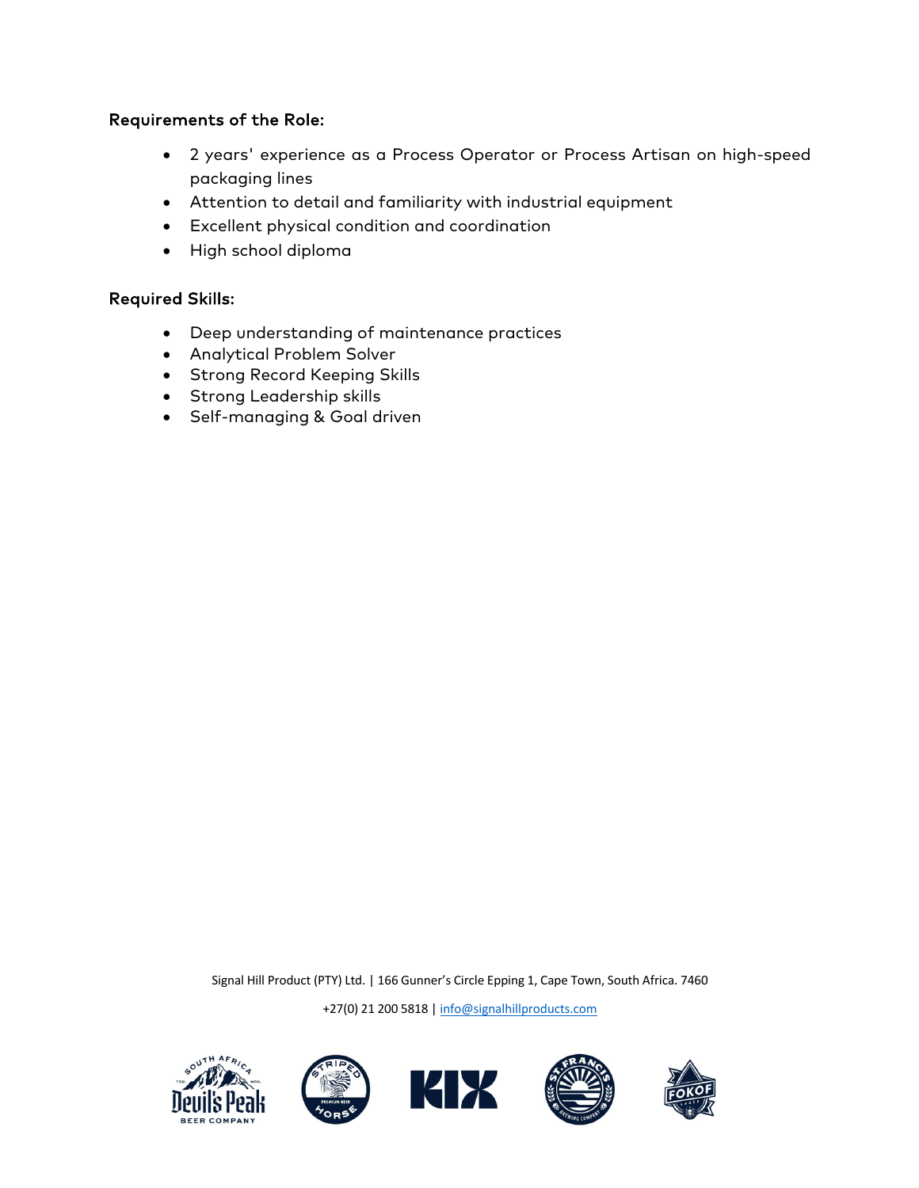## Requirements of the Role:

- 2 years' experience as a Process Operator or Process Artisan on high-speed packaging lines
- Attention to detail and familiarity with industrial equipment
- Excellent physical condition and coordination
- High school diploma

## Required Skills:

- Deep understanding of maintenance practices
- Analytical Problem Solver
- Strong Record Keeping Skills
- Strong Leadership skills
- Self-managing & Goal driven